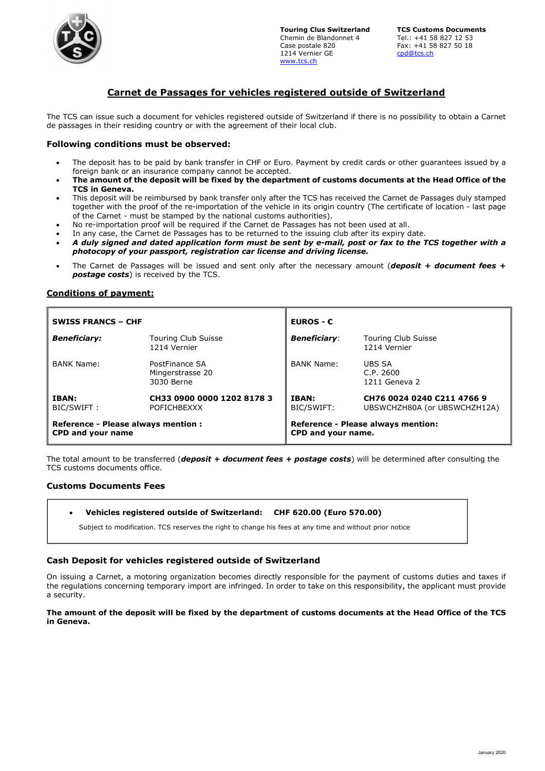**Touring Clus Switzerland**
Chemin de Blandonnet 4
Case postale 820
1214 Vernier GE
www.tcs.ch

**TCS Customs Documents**
Tel.: +41 58 827 12 53
Fax: +41 58 827 50 18
cpd@tcs.ch

# Carnet de Passages for vehicles registered outside of Switzerland

The TCS can issue such a document for vehicles registered outside of Switzerland if there is no possibility to obtain a Carnet de passages in their residing country or with the agreement of their local club.

### Following conditions must be observed:

- The deposit has to be paid by bank transfer in CHF or Euro. Payment by credit cards or other guarantees issued by a foreign bank or an insurance company cannot be accepted.
- **The amount of the deposit will be fixed by the department of customs documents at the Head Office of the TCS in Geneva.**
- This deposit will be reimbursed by bank transfer only after the TCS has received the Carnet de Passages duly stamped together with the proof of the re-importation of the vehicle in its origin country (The certificate of location - last page of the Carnet - must be stamped by the national customs authorities).
- No re-importation proof will be required if the Carnet de Passages has not been used at all.
- In any case, the Carnet de Passages has to be returned to the issuing club after its expiry date.
- ***A duly signed and dated application form must be sent by e-mail, post or fax to the TCS together with a photocopy of your passport, registration car license and driving license.***
- The Carnet de Passages will be issued and sent only after the necessary amount (***deposit + document fees + postage costs***) is received by the TCS.

### Conditions of payment:

| **SWISS FRANCS – CHF** | | **EUROS - €** | |
|---|---|---|---|
| ***Beneficiary:*** | Touring Club Suisse<br>1214 Vernier | ***Beneficiary***: | Touring Club Suisse<br>1214 Vernier |
| BANK Name: | PostFinance SA<br>Mingerstrasse 20<br>3030 Berne | BANK Name: | UBS SA<br>C.P. 2600<br>1211 Geneva 2 |
| **IBAN:**<br>BIC/SWIFT : | **CH33 0900 0000 1202 8178 3**<br>POFICHBEXXX | **IBAN:**<br>BIC/SWIFT: | **CH76 0024 0240 C211 4766 9**<br>UBSWCHZH80A (or UBSWCHZH12A) |
| **Reference - Please always mention : CPD and your name** | | **Reference - Please always mention: CPD and your name.** | |

The total amount to be transferred (***deposit + document fees + postage costs***) will be determined after consulting the TCS customs documents office.

### Customs Documents Fees

- **Vehicles registered outside of Switzerland: CHF 620.00 (Euro 570.00)**

Subject to modification. TCS reserves the right to change his fees at any time and without prior notice

### Cash Deposit for vehicles registered outside of Switzerland

On issuing a Carnet, a motoring organization becomes directly responsible for the payment of customs duties and taxes if the regulations concerning temporary import are infringed. In order to take on this responsibility, the applicant must provide a security.

**The amount of the deposit will be fixed by the department of customs documents at the Head Office of the TCS in Geneva.**

January 2020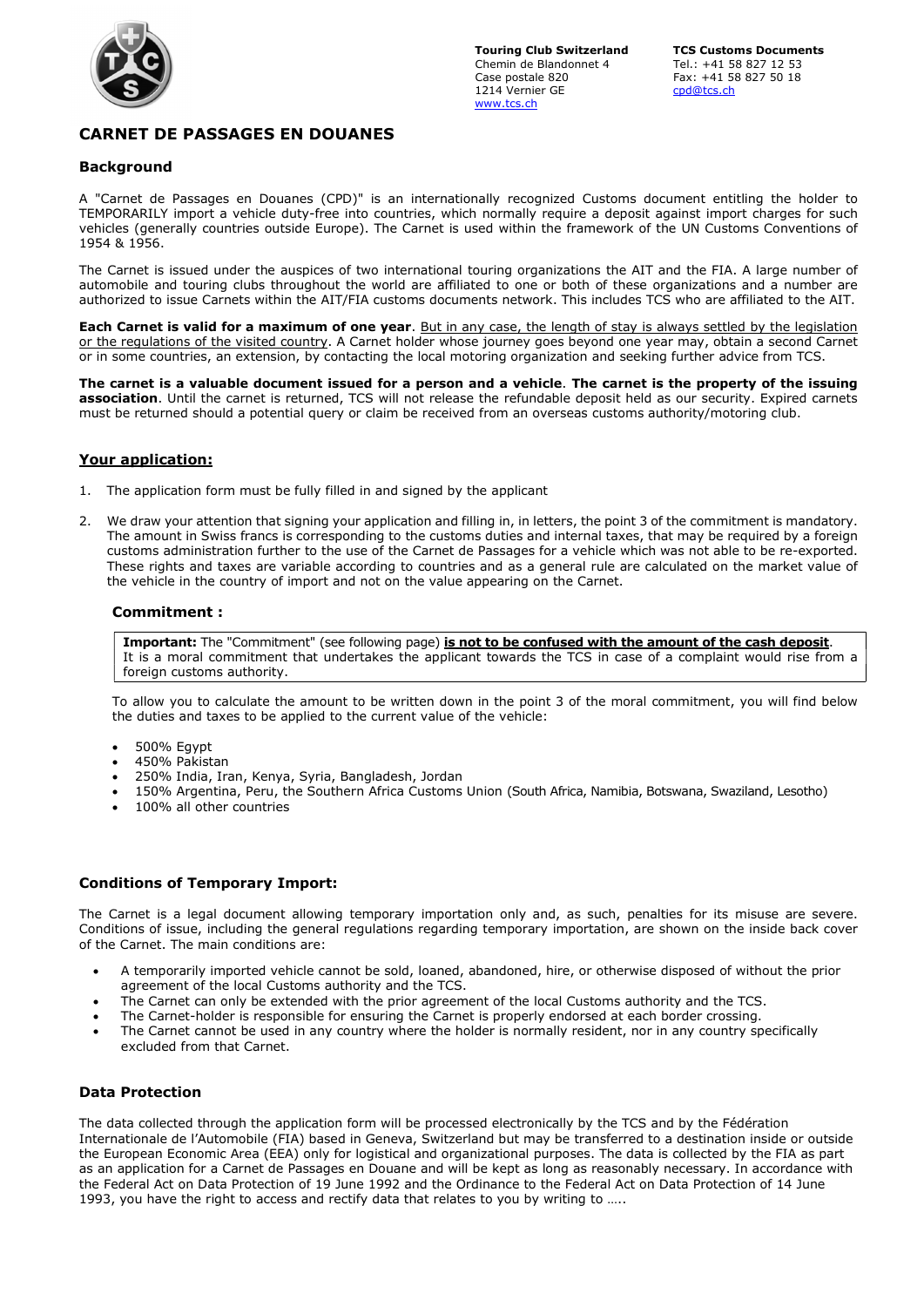**Touring Club Switzerland**
Chemin de Blandonnet 4
Case postale 820
1214 Vernier GE
www.tcs.ch

**TCS Customs Documents**
Tel.: +41 58 827 12 53
Fax: +41 58 827 50 18
cpd@tcs.ch

# CARNET DE PASSAGES EN DOUANES

## Background

A "Carnet de Passages en Douanes (CPD)" is an internationally recognized Customs document entitling the holder to TEMPORARILY import a vehicle duty-free into countries, which normally require a deposit against import charges for such vehicles (generally countries outside Europe). The Carnet is used within the framework of the UN Customs Conventions of 1954 & 1956.

The Carnet is issued under the auspices of two international touring organizations the AIT and the FIA. A large number of automobile and touring clubs throughout the world are affiliated to one or both of these organizations and a number are authorized to issue Carnets within the AIT/FIA customs documents network. This includes TCS who are affiliated to the AIT.

**Each Carnet is valid for a maximum of one year**. But in any case, the length of stay is always settled by the legislation or the regulations of the visited country. A Carnet holder whose journey goes beyond one year may, obtain a second Carnet or in some countries, an extension, by contacting the local motoring organization and seeking further advice from TCS.

**The carnet is a valuable document issued for a person and a vehicle**. **The carnet is the property of the issuing association**. Until the carnet is returned, TCS will not release the refundable deposit held as our security. Expired carnets must be returned should a potential query or claim be received from an overseas customs authority/motoring club.

## Your application:

1. The application form must be fully filled in and signed by the applicant

2. We draw your attention that signing your application and filling in, in letters, the point 3 of the commitment is mandatory. The amount in Swiss francs is corresponding to the customs duties and internal taxes, that may be required by a foreign customs administration further to the use of the Carnet de Passages for a vehicle which was not able to be re-exported. These rights and taxes are variable according to countries and as a general rule are calculated on the market value of the vehicle in the country of import and not on the value appearing on the Carnet.

### Commitment :

> **Important:** The "Commitment" (see following page) **is not to be confused with the amount of the cash deposit**. It is a moral commitment that undertakes the applicant towards the TCS in case of a complaint would rise from a foreign customs authority.

To allow you to calculate the amount to be written down in the point 3 of the moral commitment, you will find below the duties and taxes to be applied to the current value of the vehicle:

- 500% Egypt
- 450% Pakistan
- 250% India, Iran, Kenya, Syria, Bangladesh, Jordan
- 150% Argentina, Peru, the Southern Africa Customs Union (South Africa, Namibia, Botswana, Swaziland, Lesotho)
- 100% all other countries

## Conditions of Temporary Import:

The Carnet is a legal document allowing temporary importation only and, as such, penalties for its misuse are severe. Conditions of issue, including the general regulations regarding temporary importation, are shown on the inside back cover of the Carnet. The main conditions are:

- A temporarily imported vehicle cannot be sold, loaned, abandoned, hire, or otherwise disposed of without the prior agreement of the local Customs authority and the TCS.
- The Carnet can only be extended with the prior agreement of the local Customs authority and the TCS.
- The Carnet-holder is responsible for ensuring the Carnet is properly endorsed at each border crossing.
- The Carnet cannot be used in any country where the holder is normally resident, nor in any country specifically excluded from that Carnet.

## Data Protection

The data collected through the application form will be processed electronically by the TCS and by the Fédération Internationale de l'Automobile (FIA) based in Geneva, Switzerland but may be transferred to a destination inside or outside the European Economic Area (EEA) only for logistical and organizational purposes. The data is collected by the FIA as part as an application for a Carnet de Passages en Douane and will be kept as long as reasonably necessary. In accordance with the Federal Act on Data Protection of 19 June 1992 and the Ordinance to the Federal Act on Data Protection of 14 June 1993, you have the right to access and rectify data that relates to you by writing to …..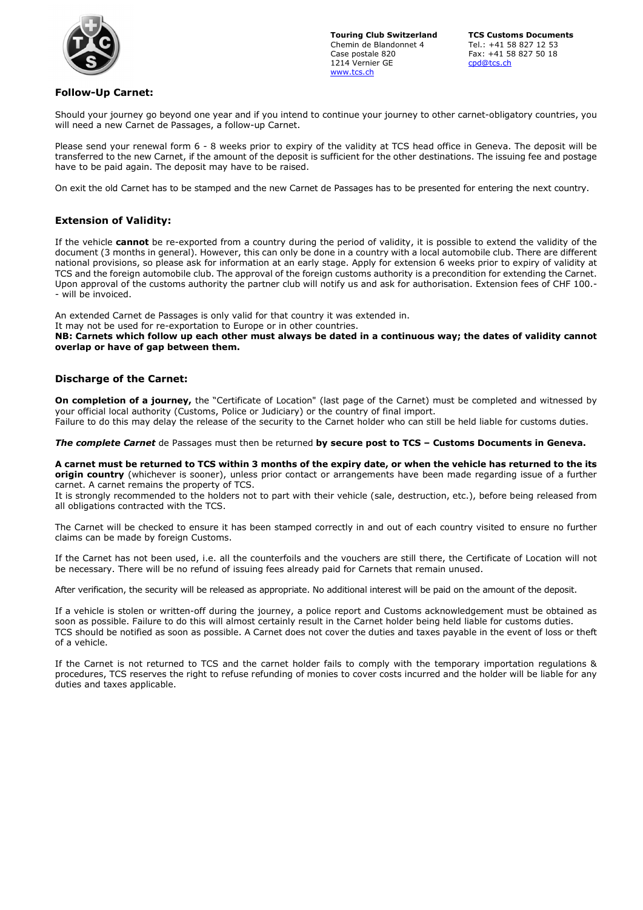Touring Club Switzerland
Chemin de Blandonnet 4
Case postale 820
1214 Vernier GE
www.tcs.ch

TCS Customs Documents
Tel.: +41 58 827 12 53
Fax: +41 58 827 50 18
cpd@tcs.ch

## Follow-Up Carnet:

Should your journey go beyond one year and if you intend to continue your journey to other carnet-obligatory countries, you will need a new Carnet de Passages, a follow-up Carnet.

Please send your renewal form 6 - 8 weeks prior to expiry of the validity at TCS head office in Geneva. The deposit will be transferred to the new Carnet, if the amount of the deposit is sufficient for the other destinations. The issuing fee and postage have to be paid again. The deposit may have to be raised.

On exit the old Carnet has to be stamped and the new Carnet de Passages has to be presented for entering the next country.

## Extension of Validity:

If the vehicle **cannot** be re-exported from a country during the period of validity, it is possible to extend the validity of the document (3 months in general). However, this can only be done in a country with a local automobile club. There are different national provisions, so please ask for information at an early stage. Apply for extension 6 weeks prior to expiry of validity at TCS and the foreign automobile club. The approval of the foreign customs authority is a precondition for extending the Carnet. Upon approval of the customs authority the partner club will notify us and ask for authorisation. Extension fees of CHF 100.-- will be invoiced.

An extended Carnet de Passages is only valid for that country it was extended in.
It may not be used for re-exportation to Europe or in other countries.
**NB: Carnets which follow up each other must always be dated in a continuous way; the dates of validity cannot overlap or have of gap between them.**

## Discharge of the Carnet:

**On completion of a journey,** the "Certificate of Location" (last page of the Carnet) must be completed and witnessed by your official local authority (Customs, Police or Judiciary) or the country of final import.
Failure to do this may delay the release of the security to the Carnet holder who can still be held liable for customs duties.

***The complete Carnet*** de Passages must then be returned **by secure post to TCS – Customs Documents in Geneva.**

**A carnet must be returned to TCS within 3 months of the expiry date, or when the vehicle has returned to the its origin country** (whichever is sooner), unless prior contact or arrangements have been made regarding issue of a further carnet. A carnet remains the property of TCS.
It is strongly recommended to the holders not to part with their vehicle (sale, destruction, etc.), before being released from all obligations contracted with the TCS.

The Carnet will be checked to ensure it has been stamped correctly in and out of each country visited to ensure no further claims can be made by foreign Customs.

If the Carnet has not been used, i.e. all the counterfoils and the vouchers are still there, the Certificate of Location will not be necessary. There will be no refund of issuing fees already paid for Carnets that remain unused.

After verification, the security will be released as appropriate. No additional interest will be paid on the amount of the deposit.

If a vehicle is stolen or written-off during the journey, a police report and Customs acknowledgement must be obtained as soon as possible. Failure to do this will almost certainly result in the Carnet holder being held liable for customs duties.
TCS should be notified as soon as possible. A Carnet does not cover the duties and taxes payable in the event of loss or theft of a vehicle.

If the Carnet is not returned to TCS and the carnet holder fails to comply with the temporary importation regulations & procedures, TCS reserves the right to refuse refunding of monies to cover costs incurred and the holder will be liable for any duties and taxes applicable.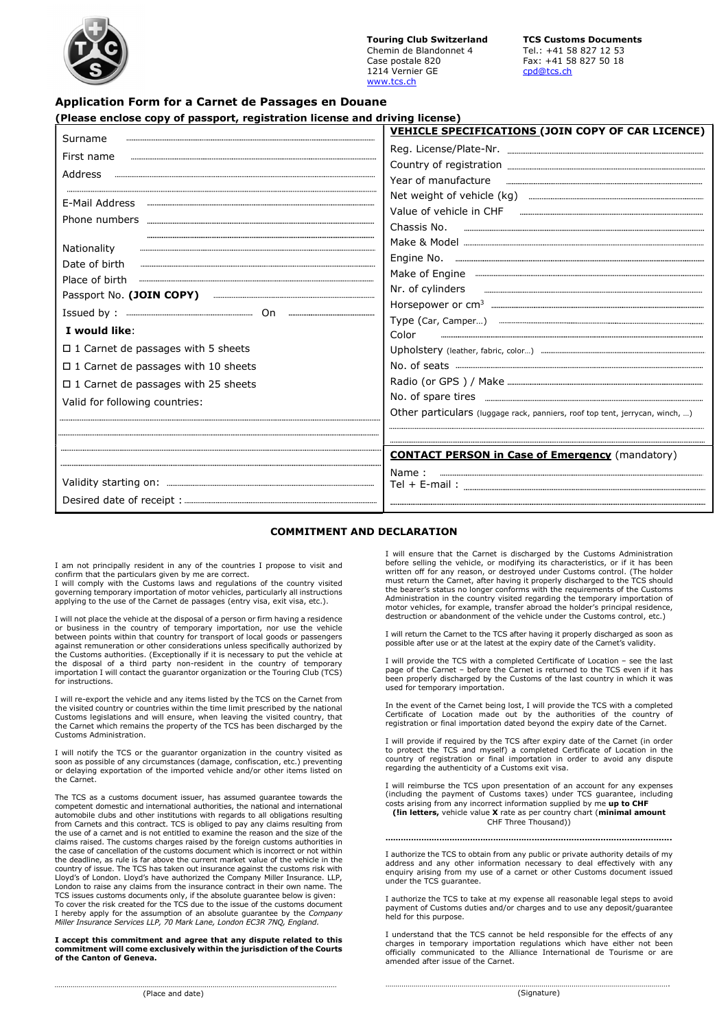**Touring Club Switzerland**
Chemin de Blandonnet 4
Case postale 820
1214 Vernier GE
www.tcs.ch

**TCS Customs Documents**
Tel.: +41 58 827 12 53
Fax: +41 58 827 50 18
cpd@tcs.ch

## Application Form for a Carnet de Passages en Douane

**(Please enclose copy of passport, registration license and driving license)**

Surname ..............................................

First name ..............................................

Address ..............................................

..............................................

E-Mail Address ..............................................

Phone numbers ..............................................

..............................................

Nationality ..............................................

Date of birth ..............................................

Place of birth ..............................................

Passport No. **(JOIN COPY)** ..............................................

Issued by : .............................. On ..............................

**I would like**:

- ☐ 1 Carnet de passages with 5 sheets
- ☐ 1 Carnet de passages with 10 sheets
- ☐ 1 Carnet de passages with 25 sheets

Valid for following countries:

..............................................

..............................................

..............................................

..............................................

Validity starting on: ..............................................

Desired date of receipt : ..............................................

### VEHICLE SPECIFICATIONS (JOIN COPY OF CAR LICENCE)

Reg. License/Plate-Nr. ..............................................

Country of registration ..............................................

Year of manufacture ..............................................

Net weight of vehicle (kg) ..............................................

Value of vehicle in CHF ..............................................

Chassis No. ..............................................

Make & Model ..............................................

Engine No. ..............................................

Make of Engine ..............................................

Nr. of cylinders ..............................................

Horsepower or cm$^3$ ..............................................

Type (Car, Camper…) ..............................................

Color ..............................................

Upholstery (leather, fabric, color…) ..............................................

No. of seats ..............................................

Radio (or GPS ) / Make ..............................................

No. of spare tires ..............................................

Other particulars (luggage rack, panniers, roof top tent, jerrycan, winch, …)

..............................................

..............................................

### CONTACT PERSON in Case of Emergency (mandatory)

Name : ..............................................

Tel + E-mail : ..............................................

..............................................

## COMMITMENT AND DECLARATION

I am not principally resident in any of the countries I propose to visit and confirm that the particulars given by me are correct.
I will comply with the Customs laws and regulations of the country visited governing temporary importation of motor vehicles, particularly all instructions applying to the use of the Carnet de passages (entry visa, exit visa, etc.).

I will not place the vehicle at the disposal of a person or firm having a residence or business in the country of temporary importation, nor use the vehicle between points within that country for transport of local goods or passengers against remuneration or other considerations unless specifically authorized by the Customs authorities. (Exceptionally if it is necessary to put the vehicle at the disposal of a third party non-resident in the country of temporary importation I will contact the guarantor organization or the Touring Club (TCS) for instructions.

I will re-export the vehicle and any items listed by the TCS on the Carnet from the visited country or countries within the time limit prescribed by the national Customs legislations and will ensure, when leaving the visited country, that the Carnet which remains the property of the TCS has been discharged by the Customs Administration.

I will notify the TCS or the guarantor organization in the country visited as soon as possible of any circumstances (damage, confiscation, etc.) preventing or delaying exportation of the imported vehicle and/or other items listed on the Carnet.

The TCS as a customs document issuer, has assumed guarantee towards the competent domestic and international authorities, the national and international automobile clubs and other institutions with regards to all obligations resulting from Carnets and this contract. TCS is obliged to pay any claims resulting from the use of a carnet and is not entitled to examine the reason and the size of the claims raised. The customs charges raised by the foreign customs authorities in the case of cancellation of the customs document which is incorrect or not within the deadline, as rule is far above the current market value of the vehicle in the country of issue. The TCS has taken out insurance against the customs risk with Lloyd's of London. Lloyd's have authorized the Company Miller Insurance. LLP, London to raise any claims from the insurance contract in their own name. The TCS issues customs documents only, if the absolute guarantee below is given:
To cover the risk created for the TCS due to the issue of the customs document I hereby apply for the assumption of an absolute guarantee by the *Company Miller Insurance Services LLP, 70 Mark Lane, London EC3R 7NQ, England.*

**I accept this commitment and agree that any dispute related to this commitment will come exclusively within the jurisdiction of the Courts of the Canton of Geneva.**

I will ensure that the Carnet is discharged by the Customs Administration before selling the vehicle, or modifying its characteristics, or if it has been written off for any reason, or destroyed under Customs control. (The holder must return the Carnet, after having it properly discharged to the TCS should the bearer's status no longer conforms with the requirements of the Customs Administration in the country visited regarding the temporary importation of motor vehicles, for example, transfer abroad the holder's principal residence, destruction or abandonment of the vehicle under the Customs control, etc.)

I will return the Carnet to the TCS after having it properly discharged as soon as possible after use or at the latest at the expiry date of the Carnet's validity.

I will provide the TCS with a completed Certificate of Location – see the last page of the Carnet – before the Carnet is returned to the TCS even if it has been properly discharged by the Customs of the last country in which it was used for temporary importation.

In the event of the Carnet being lost, I will provide the TCS with a completed Certificate of Location made out by the authorities of the country of registration or final importation dated beyond the expiry date of the Carnet.

I will provide if required by the TCS after expiry date of the Carnet (in order to protect the TCS and myself) a completed Certificate of Location in the country of registration or final importation in order to avoid any dispute regarding the authenticity of a Customs exit visa.

I will reimburse the TCS upon presentation of an account for any expenses (including the payment of Customs taxes) under TCS guarantee, including costs arising from any incorrect information supplied by me **up to CHF (!in letters,** vehicle value **X** rate as per country chart (**minimal amount** CHF Three Thousand))

..............................................

I authorize the TCS to obtain from any public or private authority details of my address and any other information necessary to deal effectively with any enquiry arising from my use of a carnet or other Customs document issued under the TCS guarantee.

I authorize the TCS to take at my expense all reasonable legal steps to avoid payment of Customs duties and/or charges and to use any deposit/guarantee held for this purpose.

I understand that the TCS cannot be held responsible for the effects of any charges in temporary importation regulations which have either not been officially communicated to the Alliance International de Tourisme or are amended after issue of the Carnet.

..............................................
(Place and date)

..............................................
(Signature)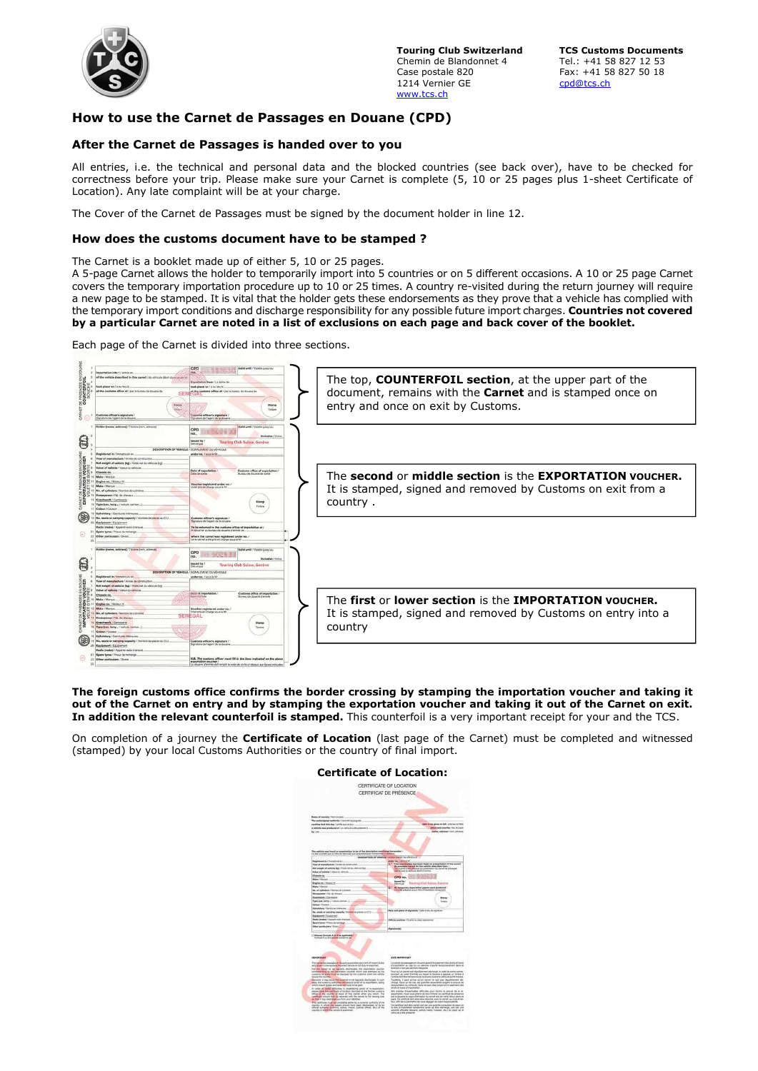Touring Club Switzerland
Chemin de Blandonnet 4
Case postale 820
1214 Vernier GE
www.tcs.ch

TCS Customs Documents
Tel.: +41 58 827 12 53
Fax: +41 58 827 50 18
cpd@tcs.ch

# How to use the Carnet de Passages en Douane (CPD)

## After the Carnet de Passages is handed over to you

All entries, i.e. the technical and personal data and the blocked countries (see back over), have to be checked for correctness before your trip. Please make sure your Carnet is complete (5, 10 or 25 pages plus 1-sheet Certificate of Location). Any late complaint will be at your charge.

The Cover of the Carnet de Passages must be signed by the document holder in line 12.

## How does the customs document have to be stamped ?

The Carnet is a booklet made up of either 5, 10 or 25 pages.
A 5-page Carnet allows the holder to temporarily import into 5 countries or on 5 different occasions. A 10 or 25 page Carnet covers the temporary importation procedure up to 10 or 25 times. A country re-visited during the return journey will require a new page to be stamped. It is vital that the holder gets these endorsements as they prove that a vehicle has complied with the temporary import conditions and discharge responsibility for any possible future import charges. **Countries not covered by a particular Carnet are noted in a list of exclusions on each page and back cover of the booklet.**

Each page of the Carnet is divided into three sections.

The top, **COUNTERFOIL section**, at the upper part of the document, remains with the **Carnet** and is stamped once on entry and once on exit by Customs.

The **second** or **middle section** is the **EXPORTATION VOUCHER.** It is stamped, signed and removed by Customs on exit from a country .

The **first** or **lower section** is the **IMPORTATION VOUCHER.** It is stamped, signed and removed by Customs on entry into a country

**The foreign customs office confirms the border crossing by stamping the importation voucher and taking it out of the Carnet on entry and by stamping the exportation voucher and taking it out of the Carnet on exit. In addition the relevant counterfoil is stamped.** This counterfoil is a very important receipt for your and the TCS.

On completion of a journey the **Certificate of Location** (last page of the Carnet) must be completed and witnessed (stamped) by your local Customs Authorities or the country of final import.

**Certificate of Location:**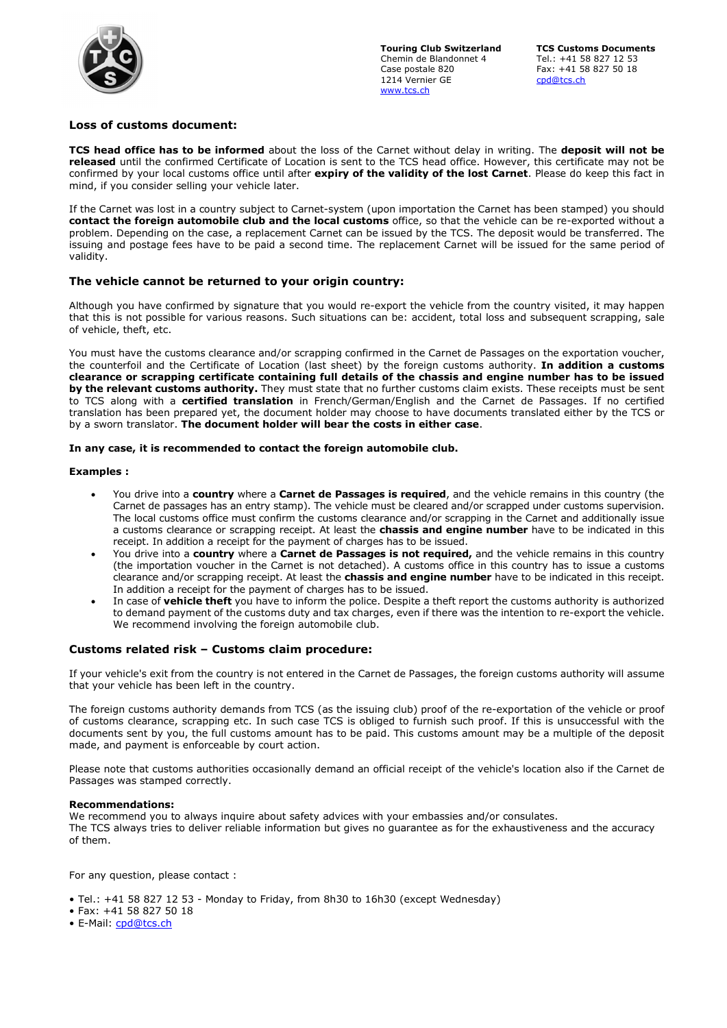**Touring Club Switzerland**
Chemin de Blandonnet 4
Case postale 820
1214 Vernier GE
www.tcs.ch

**TCS Customs Documents**
Tel.: +41 58 827 12 53
Fax: +41 58 827 50 18
cpd@tcs.ch

### Loss of customs document:

**TCS head office has to be informed** about the loss of the Carnet without delay in writing. The **deposit will not be released** until the confirmed Certificate of Location is sent to the TCS head office. However, this certificate may not be confirmed by your local customs office until after **expiry of the validity of the lost Carnet**. Please do keep this fact in mind, if you consider selling your vehicle later.

If the Carnet was lost in a country subject to Carnet-system (upon importation the Carnet has been stamped) you should **contact the foreign automobile club and the local customs** office, so that the vehicle can be re-exported without a problem. Depending on the case, a replacement Carnet can be issued by the TCS. The deposit would be transferred. The issuing and postage fees have to be paid a second time. The replacement Carnet will be issued for the same period of validity.

### The vehicle cannot be returned to your origin country:

Although you have confirmed by signature that you would re-export the vehicle from the country visited, it may happen that this is not possible for various reasons. Such situations can be: accident, total loss and subsequent scrapping, sale of vehicle, theft, etc.

You must have the customs clearance and/or scrapping confirmed in the Carnet de Passages on the exportation voucher, the counterfoil and the Certificate of Location (last sheet) by the foreign customs authority. **In addition a customs clearance or scrapping certificate containing full details of the chassis and engine number has to be issued by the relevant customs authority.** They must state that no further customs claim exists. These receipts must be sent to TCS along with a **certified translation** in French/German/English and the Carnet de Passages. If no certified translation has been prepared yet, the document holder may choose to have documents translated either by the TCS or by a sworn translator. **The document holder will bear the costs in either case**.

**In any case, it is recommended to contact the foreign automobile club.**

**Examples :**

- You drive into a **country** where a **Carnet de Passages is required**, and the vehicle remains in this country (the Carnet de passages has an entry stamp). The vehicle must be cleared and/or scrapped under customs supervision. The local customs office must confirm the customs clearance and/or scrapping in the Carnet and additionally issue a customs clearance or scrapping receipt. At least the **chassis and engine number** have to be indicated in this receipt. In addition a receipt for the payment of charges has to be issued.
- You drive into a **country** where a **Carnet de Passages is not required,** and the vehicle remains in this country (the importation voucher in the Carnet is not detached). A customs office in this country has to issue a customs clearance and/or scrapping receipt. At least the **chassis and engine number** have to be indicated in this receipt. In addition a receipt for the payment of charges has to be issued.
- In case of **vehicle theft** you have to inform the police. Despite a theft report the customs authority is authorized to demand payment of the customs duty and tax charges, even if there was the intention to re-export the vehicle. We recommend involving the foreign automobile club.

### Customs related risk – Customs claim procedure:

If your vehicle's exit from the country is not entered in the Carnet de Passages, the foreign customs authority will assume that your vehicle has been left in the country.

The foreign customs authority demands from TCS (as the issuing club) proof of the re-exportation of the vehicle or proof of customs clearance, scrapping etc. In such case TCS is obliged to furnish such proof. If this is unsuccessful with the documents sent by you, the full customs amount has to be paid. This customs amount may be a multiple of the deposit made, and payment is enforceable by court action.

Please note that customs authorities occasionally demand an official receipt of the vehicle's location also if the Carnet de Passages was stamped correctly.

**Recommendations:**
We recommend you to always inquire about safety advices with your embassies and/or consulates.
The TCS always tries to deliver reliable information but gives no guarantee as for the exhaustiveness and the accuracy of them.

For any question, please contact :

- Tel.: +41 58 827 12 53 - Monday to Friday, from 8h30 to 16h30 (except Wednesday)
- Fax: +41 58 827 50 18
- E-Mail: cpd@tcs.ch